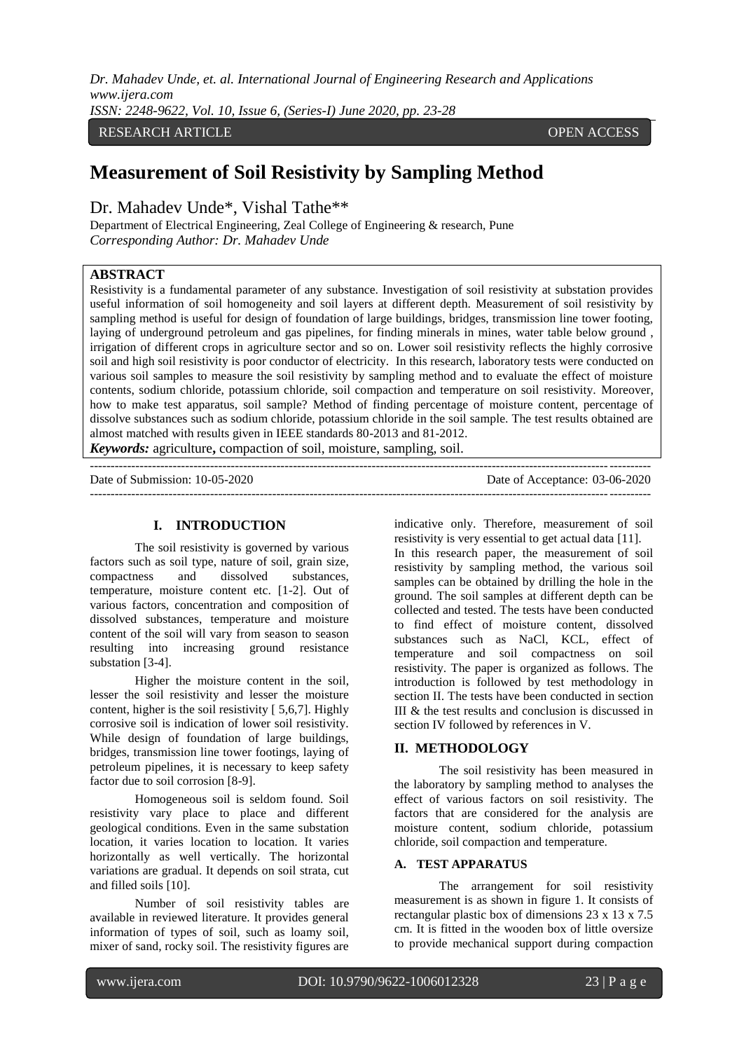RESEARCH ARTICLE OPEN ACCESS

# Measurement of Soil Resistivity by Sampling Method

Dr. Mahadev Unde*, Vishal Tathe**

Department of Electrical Engineering, Zeal College of Engineering & research, Pune
*Corresponding Author: Dr. Mahadev Unde*

## ABSTRACT

Resistivity is a fundamental parameter of any substance. Investigation of soil resistivity at substation provides useful information of soil homogeneity and soil layers at different depth. Measurement of soil resistivity by sampling method is useful for design of foundation of large buildings, bridges, transmission line tower footing, laying of underground petroleum and gas pipelines, for finding minerals in mines, water table below ground , irrigation of different crops in agriculture sector and so on. Lower soil resistivity reflects the highly corrosive soil and high soil resistivity is poor conductor of electricity. In this research, laboratory tests were conducted on various soil samples to measure the soil resistivity by sampling method and to evaluate the effect of moisture contents, sodium chloride, potassium chloride, soil compaction and temperature on soil resistivity. Moreover, how to make test apparatus, soil sample? Method of finding percentage of moisture content, percentage of dissolve substances such as sodium chloride, potassium chloride in the soil sample. The test results obtained are almost matched with results given in IEEE standards 80-2013 and 81-2012.

***Keywords:*** agriculture**,** compaction of soil, moisture, sampling, soil.

---

Date of Submission: 10-05-2020 Date of Acceptance: 03-06-2020

---

## I. INTRODUCTION

The soil resistivity is governed by various factors such as soil type, nature of soil, grain size, compactness and dissolved substances, temperature, moisture content etc. [1-2]. Out of various factors, concentration and composition of dissolved substances, temperature and moisture content of the soil will vary from season to season resulting into increasing ground resistance substation [3-4].

Higher the moisture content in the soil, lesser the soil resistivity and lesser the moisture content, higher is the soil resistivity [ 5,6,7]. Highly corrosive soil is indication of lower soil resistivity. While design of foundation of large buildings, bridges, transmission line tower footings, laying of petroleum pipelines, it is necessary to keep safety factor due to soil corrosion [8-9].

Homogeneous soil is seldom found. Soil resistivity vary place to place and different geological conditions. Even in the same substation location, it varies location to location. It varies horizontally as well vertically. The horizontal variations are gradual. It depends on soil strata, cut and filled soils [10].

Number of soil resistivity tables are available in reviewed literature. It provides general information of types of soil, such as loamy soil, mixer of sand, rocky soil. The resistivity figures are indicative only. Therefore, measurement of soil resistivity is very essential to get actual data [11].

In this research paper, the measurement of soil resistivity by sampling method, the various soil samples can be obtained by drilling the hole in the ground. The soil samples at different depth can be collected and tested. The tests have been conducted to find effect of moisture content, dissolved substances such as NaCl, KCL, effect of temperature and soil compactness on soil resistivity. The paper is organized as follows. The introduction is followed by test methodology in section II. The tests have been conducted in section III & the test results and conclusion is discussed in section IV followed by references in V.

## II. METHODOLOGY

The soil resistivity has been measured in the laboratory by sampling method to analyses the effect of various factors on soil resistivity. The factors that are considered for the analysis are moisture content, sodium chloride, potassium chloride, soil compaction and temperature.

### A. TEST APPARATUS

The arrangement for soil resistivity measurement is as shown in figure 1. It consists of rectangular plastic box of dimensions 23 x 13 x 7.5 cm. It is fitted in the wooden box of little oversize to provide mechanical support during compaction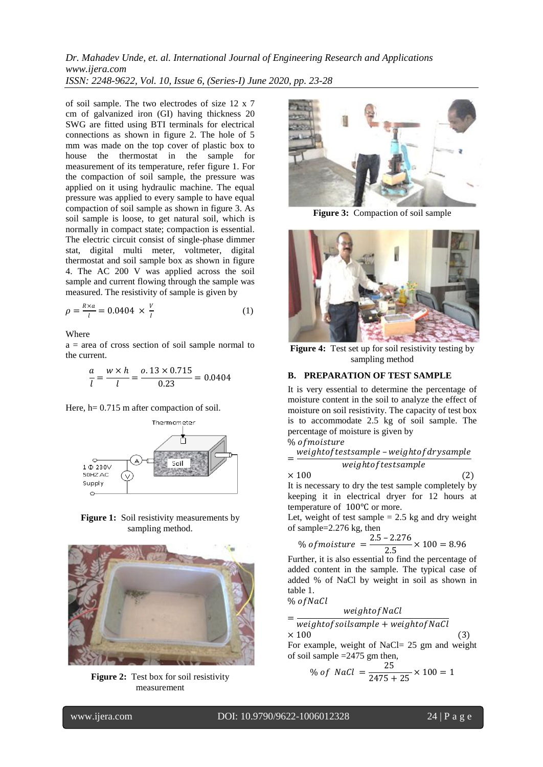of soil sample. The two electrodes of size 12 x 7 cm of galvanized iron (GI) having thickness 20 SWG are fitted using BTI terminals for electrical connections as shown in figure 2. The hole of 5 mm was made on the top cover of plastic box to house the thermostat in the sample for measurement of its temperature, refer figure 1. For the compaction of soil sample, the pressure was applied on it using hydraulic machine. The equal pressure was applied to every sample to have equal compaction of soil sample as shown in figure 3. As soil sample is loose, to get natural soil, which is normally in compact state; compaction is essential. The electric circuit consist of single-phase dimmer stat, digital multi meter, voltmeter, digital thermostat and soil sample box as shown in figure 4. The AC 200 V was applied across the soil sample and current flowing through the sample was measured. The resistivity of sample is given by

$$\rho = \frac{R \times a}{l} = 0.0404 \times \frac{V}{I} \quad (1)$$

Where

a = area of cross section of soil sample normal to the current.

$$\frac{a}{l} = \frac{w \times h}{l} = \frac{o.13 \times 0.715}{0.23} = 0.0404$$

Here, h= 0.715 m after compaction of soil.

Figure 1: Soil resistivity measurements by sampling method.

Figure 2: Test box for soil resistivity measurement

Figure 3: Compaction of soil sample

Figure 4: Test set up for soil resistivity testing by sampling method

### B. PREPARATION OF TEST SAMPLE

It is very essential to determine the percentage of moisture content in the soil to analyze the effect of moisture on soil resistivity. The capacity of test box is to accommodate 2.5 kg of soil sample. The percentage of moisture is given by

$$\%\, of moisture = \frac{weight of test sample - weight of dry sample}{weight of test sample} \times 100 \quad (2)$$

It is necessary to dry the test sample completely by keeping it in electrical dryer for 12 hours at temperature of 100℃ or more.

Let, weight of test sample = 2.5 kg and dry weight of sample=2.276 kg, then

$$\%\, of moisture = \frac{2.5 - 2.276}{2.5} \times 100 = 8.96$$

Further, it is also essential to find the percentage of added content in the sample. The typical case of added % of NaCl by weight in soil as shown in table 1.

$$\%\, of NaCl = \frac{weight of NaCl}{weight of soil sample + weight of NaCl} \times 100 \quad (3)$$

For example, weight of NaCl= 25 gm and weight of soil sample =2475 gm then,

$$\%\, of\ \ NaCl = \frac{25}{2475 + 25} \times 100 = 1$$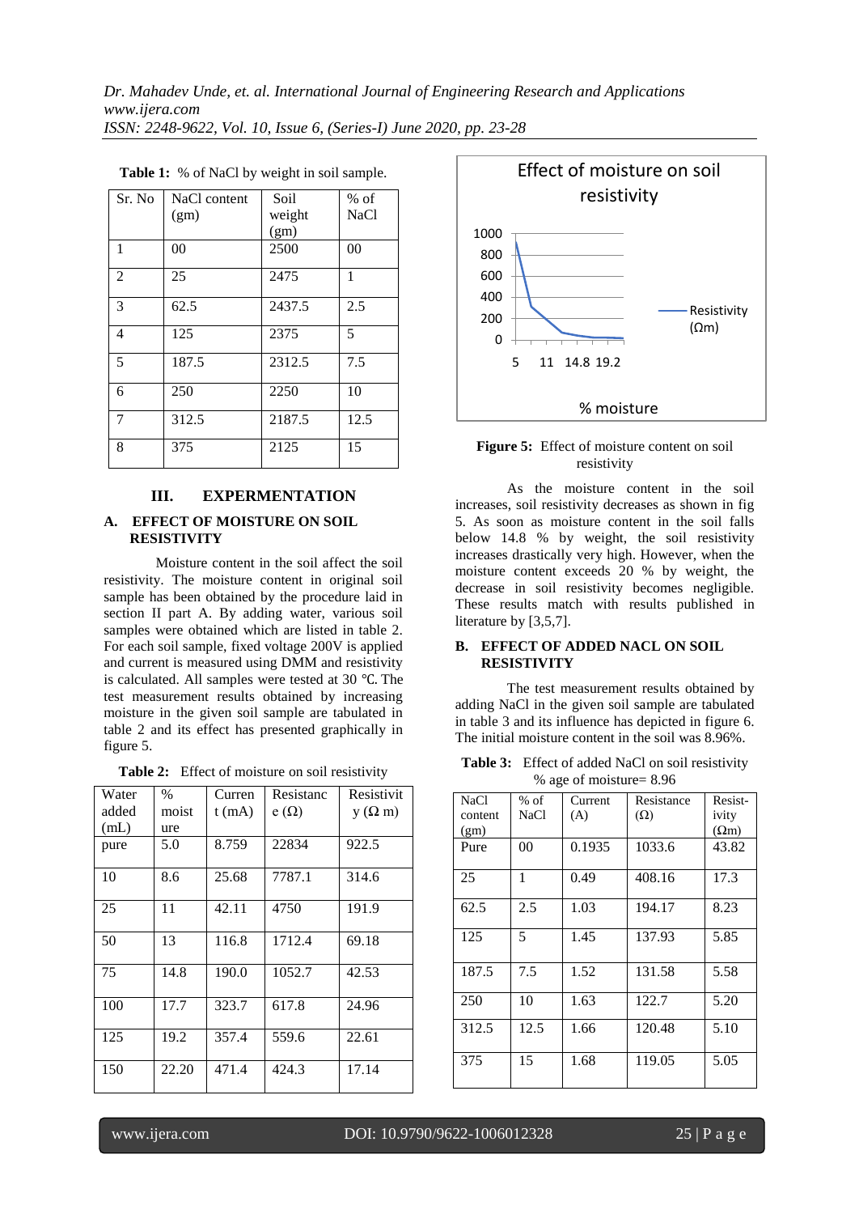**Table 1:** % of NaCl by weight in soil sample.

| Sr. No | NaCl content (gm) | Soil weight (gm) | % of NaCl |
|---|---|---|---|
| 1 | 00 | 2500 | 00 |
| 2 | 25 | 2475 | 1 |
| 3 | 62.5 | 2437.5 | 2.5 |
| 4 | 125 | 2375 | 5 |
| 5 | 187.5 | 2312.5 | 7.5 |
| 6 | 250 | 2250 | 10 |
| 7 | 312.5 | 2187.5 | 12.5 |
| 8 | 375 | 2125 | 15 |

## III. EXPERMENTATION

### A. EFFECT OF MOISTURE ON SOIL RESISTIVITY

Moisture content in the soil affect the soil resistivity. The moisture content in original soil sample has been obtained by the procedure laid in section II part A. By adding water, various soil samples were obtained which are listed in table 2. For each soil sample, fixed voltage 200V is applied and current is measured using DMM and resistivity is calculated. All samples were tested at 30 ℃. The test measurement results obtained by increasing moisture in the given soil sample are tabulated in table 2 and its effect has presented graphically in figure 5.

**Table 2:** Effect of moisture on soil resistivity

| Water added (mL) | % moisture | Current (mA) | Resistance (Ω) | Resistivity (Ω m) |
|---|---|---|---|---|
| pure | 5.0 | 8.759 | 22834 | 922.5 |
| 10 | 8.6 | 25.68 | 7787.1 | 314.6 |
| 25 | 11 | 42.11 | 4750 | 191.9 |
| 50 | 13 | 116.8 | 1712.4 | 69.18 |
| 75 | 14.8 | 190.0 | 1052.7 | 42.53 |
| 100 | 17.7 | 323.7 | 617.8 | 24.96 |
| 125 | 19.2 | 357.4 | 559.6 | 22.61 |
| 150 | 22.20 | 471.4 | 424.3 | 17.14 |

**Figure 5:** Effect of moisture content on soil resistivity

As the moisture content in the soil increases, soil resistivity decreases as shown in fig 5. As soon as moisture content in the soil falls below 14.8 % by weight, the soil resistivity increases drastically very high. However, when the moisture content exceeds 20 % by weight, the decrease in soil resistivity becomes negligible. These results match with results published in literature by [3,5,7].

### B. EFFECT OF ADDED NACL ON SOIL RESISTIVITY

The test measurement results obtained by adding NaCl in the given soil sample are tabulated in table 3 and its influence has depicted in figure 6. The initial moisture content in the soil was 8.96%.

**Table 3:** Effect of added NaCl on soil resistivity
% age of moisture= 8.96

| NaCl content (gm) | % of NaCl | Current (A) | Resistance (Ω) | Resistivity (Ωm) |
|---|---|---|---|---|
| Pure | 00 | 0.1935 | 1033.6 | 43.82 |
| 25 | 1 | 0.49 | 408.16 | 17.3 |
| 62.5 | 2.5 | 1.03 | 194.17 | 8.23 |
| 125 | 5 | 1.45 | 137.93 | 5.85 |
| 187.5 | 7.5 | 1.52 | 131.58 | 5.58 |
| 250 | 10 | 1.63 | 122.7 | 5.20 |
| 312.5 | 12.5 | 1.66 | 120.48 | 5.10 |
| 375 | 15 | 1.68 | 119.05 | 5.05 |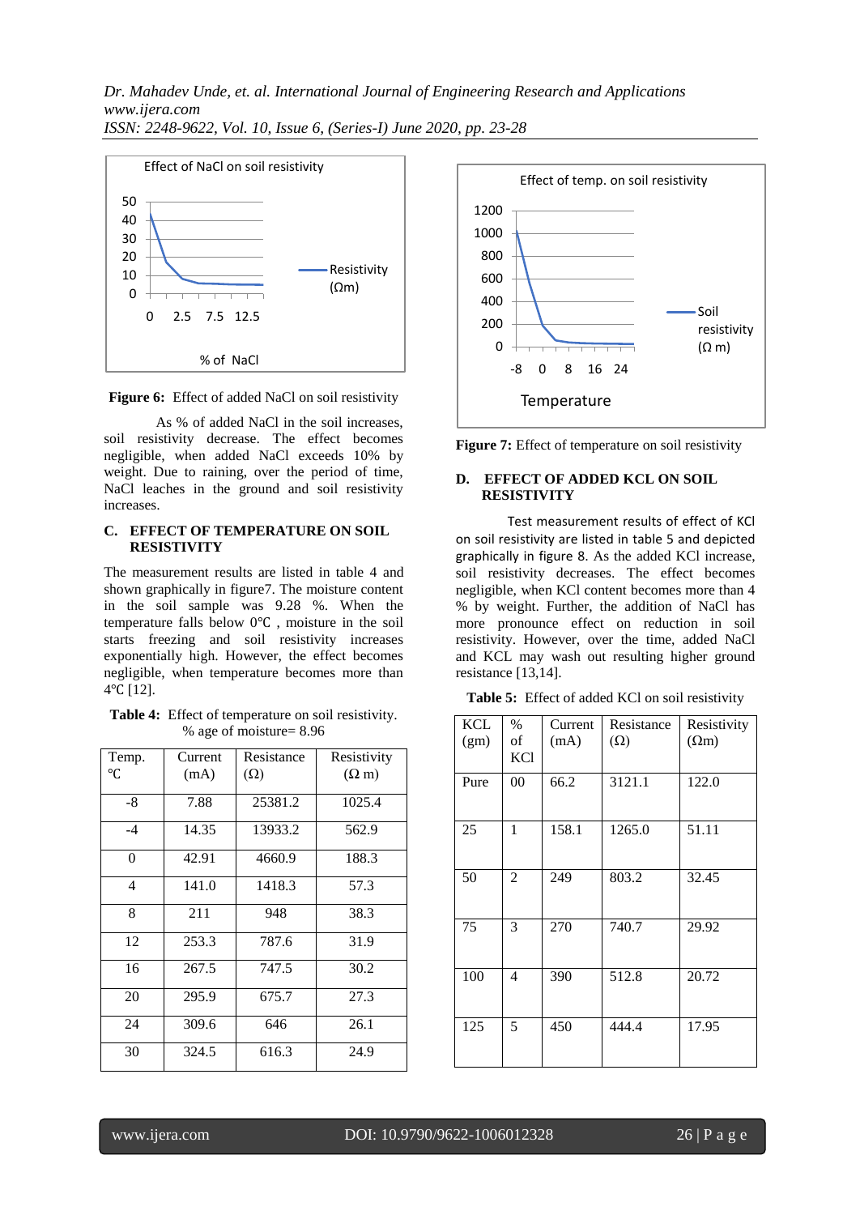**Figure 6:** Effect of added NaCl on soil resistivity

As % of added NaCl in the soil increases, soil resistivity decrease. The effect becomes negligible, when added NaCl exceeds 10% by weight. Due to raining, over the period of time, NaCl leaches in the ground and soil resistivity increases.

### C. EFFECT OF TEMPERATURE ON SOIL RESISTIVITY

The measurement results are listed in table 4 and shown graphically in figure7. The moisture content in the soil sample was 9.28 %. When the temperature falls below 0℃ , moisture in the soil starts freezing and soil resistivity increases exponentially high. However, the effect becomes negligible, when temperature becomes more than 4℃ [12].

**Table 4:** Effect of temperature on soil resistivity. % age of moisture= 8.96

| Temp. ℃ | Current (mA) | Resistance (Ω) | Resistivity (Ω m) |
|---|---|---|---|
| -8 | 7.88 | 25381.2 | 1025.4 |
| -4 | 14.35 | 13933.2 | 562.9 |
| 0 | 42.91 | 4660.9 | 188.3 |
| 4 | 141.0 | 1418.3 | 57.3 |
| 8 | 211 | 948 | 38.3 |
| 12 | 253.3 | 787.6 | 31.9 |
| 16 | 267.5 | 747.5 | 30.2 |
| 20 | 295.9 | 675.7 | 27.3 |
| 24 | 309.6 | 646 | 26.1 |
| 30 | 324.5 | 616.3 | 24.9 |

**Figure 7:** Effect of temperature on soil resistivity

### D. EFFECT OF ADDED KCL ON SOIL RESISTIVITY

Test measurement results of effect of KCl on soil resistivity are listed in table 5 and depicted graphically in figure 8. As the added KCl increase, soil resistivity decreases. The effect becomes negligible, when KCl content becomes more than 4 % by weight. Further, the addition of NaCl has more pronounce effect on reduction in soil resistivity. However, over the time, added NaCl and KCL may wash out resulting higher ground resistance [13,14].

**Table 5:** Effect of added KCl on soil resistivity

| KCL (gm) | % of KCl | Current (mA) | Resistance (Ω) | Resistivity (Ωm) |
|---|---|---|---|---|
| Pure | 00 | 66.2 | 3121.1 | 122.0 |
| 25 | 1 | 158.1 | 1265.0 | 51.11 |
| 50 | 2 | 249 | 803.2 | 32.45 |
| 75 | 3 | 270 | 740.7 | 29.92 |
| 100 | 4 | 390 | 512.8 | 20.72 |
| 125 | 5 | 450 | 444.4 | 17.95 |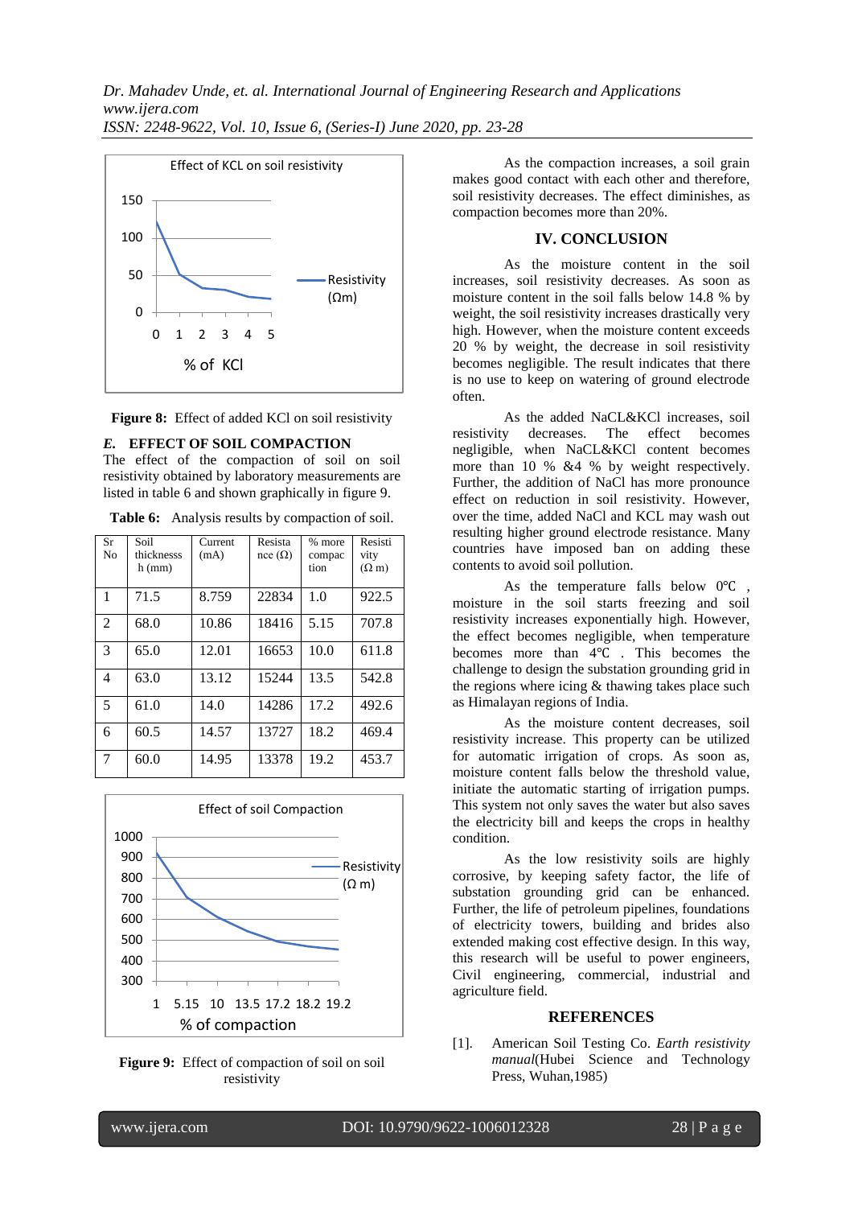Figure 8: Effect of added KCl on soil resistivity

### E. EFFECT OF SOIL COMPACTION

The effect of the compaction of soil on soil resistivity obtained by laboratory measurements are listed in table 6 and shown graphically in figure 9.

**Table 6:** Analysis results by compaction of soil.

| Sr No | Soil thicknesss h (mm) | Current (mA) | Resistance (Ω) | % more compaction | Resistivity (Ω m) |
|---|---|---|---|---|---|
| 1 | 71.5 | 8.759 | 22834 | 1.0 | 922.5 |
| 2 | 68.0 | 10.86 | 18416 | 5.15 | 707.8 |
| 3 | 65.0 | 12.01 | 16653 | 10.0 | 611.8 |
| 4 | 63.0 | 13.12 | 15244 | 13.5 | 542.8 |
| 5 | 61.0 | 14.0 | 14286 | 17.2 | 492.6 |
| 6 | 60.5 | 14.57 | 13727 | 18.2 | 469.4 |
| 7 | 60.0 | 14.95 | 13378 | 19.2 | 453.7 |

**Figure 9:** Effect of compaction of soil on soil resistivity

As the compaction increases, a soil grain makes good contact with each other and therefore, soil resistivity decreases. The effect diminishes, as compaction becomes more than 20%.

## IV. CONCLUSION

As the moisture content in the soil increases, soil resistivity decreases. As soon as moisture content in the soil falls below 14.8 % by weight, the soil resistivity increases drastically very high. However, when the moisture content exceeds 20 % by weight, the decrease in soil resistivity becomes negligible. The result indicates that there is no use to keep on watering of ground electrode often.

As the added NaCL&KCl increases, soil resistivity decreases. The effect becomes negligible, when NaCL&KCl content becomes more than 10 % &4 % by weight respectively. Further, the addition of NaCl has more pronounce effect on reduction in soil resistivity. However, over the time, added NaCl and KCL may wash out resulting higher ground electrode resistance. Many countries have imposed ban on adding these contents to avoid soil pollution.

As the temperature falls below 0℃ , moisture in the soil starts freezing and soil resistivity increases exponentially high. However, the effect becomes negligible, when temperature becomes more than 4℃ . This becomes the challenge to design the substation grounding grid in the regions where icing & thawing takes place such as Himalayan regions of India.

As the moisture content decreases, soil resistivity increase. This property can be utilized for automatic irrigation of crops. As soon as, moisture content falls below the threshold value, initiate the automatic starting of irrigation pumps. This system not only saves the water but also saves the electricity bill and keeps the crops in healthy condition.

As the low resistivity soils are highly corrosive, by keeping safety factor, the life of substation grounding grid can be enhanced. Further, the life of petroleum pipelines, foundations of electricity towers, building and brides also extended making cost effective design. In this way, this research will be useful to power engineers, Civil engineering, commercial, industrial and agriculture field.

## REFERENCES

[1]. American Soil Testing Co. *Earth resistivity manual*(Hubei Science and Technology Press, Wuhan,1985)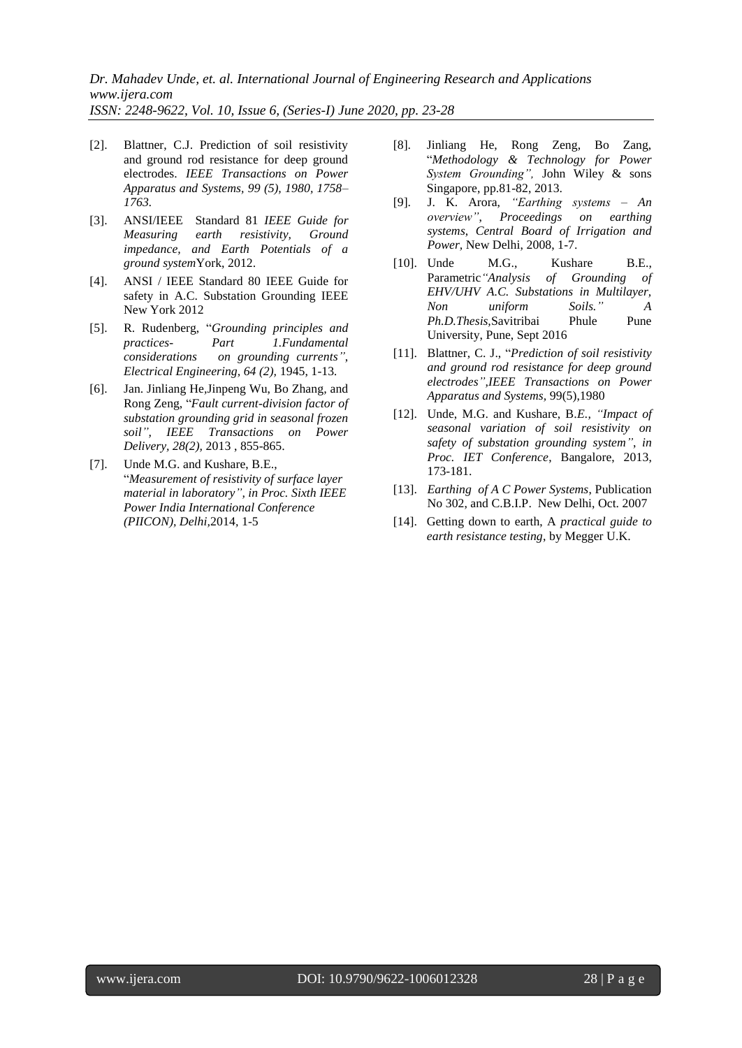[2]. Blattner, C.J. Prediction of soil resistivity and ground rod resistance for deep ground electrodes. *IEEE Transactions on Power Apparatus and Systems, 99 (5), 1980, 1758–1763.*

[3]. ANSI/IEEE Standard 81 *IEEE Guide for Measuring earth resistivity, Ground impedance, and Earth Potentials of a ground system*York, 2012.

[4]. ANSI / IEEE Standard 80 IEEE Guide for safety in A.C. Substation Grounding IEEE New York 2012

[5]. R. Rudenberg, "*Grounding principles and practices- Part 1.Fundamental considerations on grounding currents", Electrical Engineering, 64 (2),* 1945, 1-13.

[6]. Jan. Jinliang He,Jinpeng Wu, Bo Zhang, and Rong Zeng, "*Fault current-division factor of substation grounding grid in seasonal frozen soil", IEEE Transactions on Power Delivery, 28(2),* 2013 , 855-865.

[7]. Unde M.G. and Kushare, B.E., "*Measurement of resistivity of surface layer material in laboratory", in Proc. Sixth IEEE Power India International Conference (PIICON), Delhi,*2014, 1-5

[8]. Jinliang He, Rong Zeng, Bo Zang, "*Methodology & Technology for Power System Grounding",* John Wiley & sons Singapore, pp.81-82, 2013.

[9]. J. K. Arora, *"Earthing systems – An overview", Proceedings on earthing systems, Central Board of Irrigation and Power,* New Delhi, 2008, 1-7.

[10]. Unde M.G., Kushare B.E., Parametric*"Analysis of Grounding of EHV/UHV A.C. Substations in Multilayer, Non uniform Soils." A Ph.D.Thesis,*Savitribai Phule Pune University, Pune, Sept 2016

[11]. Blattner, C. J., "*Prediction of soil resistivity and ground rod resistance for deep ground electrodes",IEEE Transactions on Power Apparatus and Systems,* 99(5),1980

[12]. Unde, M.G. and Kushare, B.*E., "Impact of seasonal variation of soil resistivity on safety of substation grounding system", in Proc. IET Conference*, Bangalore, 2013, 173-181.

[13]. *Earthing of A C Power Systems*, Publication No 302, and C.B.I.P. New Delhi, Oct. 2007

[14]. Getting down to earth, A *practical guide to earth resistance testing*, by Megger U.K.